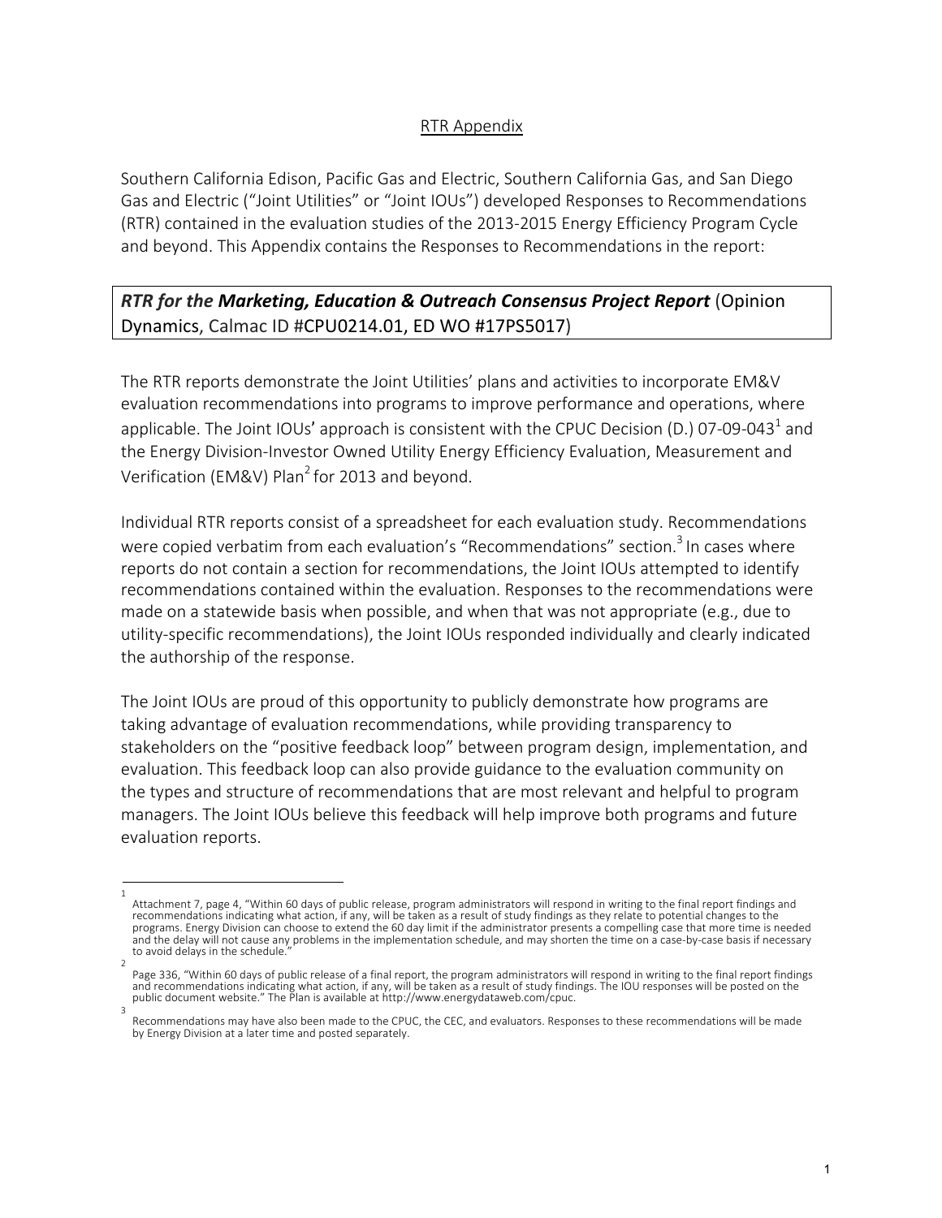## RTR Appendix

Southern California Edison, Pacific Gas and Electric, Southern California Gas, and San Diego Gas and Electric ("Joint Utilities" or "Joint IOUs") developed Responses to Recommendations (RTR) contained in the evaluation studies of the 2013-2015 Energy Efficiency Program Cycle and beyond. This Appendix contains the Responses to Recommendations in the report:

***RTR for the* *Marketing, Education & Outreach Consensus Project Report*** (Opinion Dynamics, Calmac ID #CPU0214.01, ED WO #17PS5017)

The RTR reports demonstrate the Joint Utilities' plans and activities to incorporate EM&V evaluation recommendations into programs to improve performance and operations, where applicable. The Joint IOUs' approach is consistent with the CPUC Decision (D.) 07-09-043[1] and the Energy Division-Investor Owned Utility Energy Efficiency Evaluation, Measurement and Verification (EM&V) Plan[2] for 2013 and beyond.

Individual RTR reports consist of a spreadsheet for each evaluation study. Recommendations were copied verbatim from each evaluation's "Recommendations" section.[3] In cases where reports do not contain a section for recommendations, the Joint IOUs attempted to identify recommendations contained within the evaluation. Responses to the recommendations were made on a statewide basis when possible, and when that was not appropriate (e.g., due to utility-specific recommendations), the Joint IOUs responded individually and clearly indicated the authorship of the response.

The Joint IOUs are proud of this opportunity to publicly demonstrate how programs are taking advantage of evaluation recommendations, while providing transparency to stakeholders on the "positive feedback loop" between program design, implementation, and evaluation. This feedback loop can also provide guidance to the evaluation community on the types and structure of recommendations that are most relevant and helpful to program managers. The Joint IOUs believe this feedback will help improve both programs and future evaluation reports.

---

[1] Attachment 7, page 4, "Within 60 days of public release, program administrators will respond in writing to the final report findings and recommendations indicating what action, if any, will be taken as a result of study findings as they relate to potential changes to the programs. Energy Division can choose to extend the 60 day limit if the administrator presents a compelling case that more time is needed and the delay will not cause any problems in the implementation schedule, and may shorten the time on a case-by-case basis if necessary to avoid delays in the schedule."

[2] Page 336, "Within 60 days of public release of a final report, the program administrators will respond in writing to the final report findings and recommendations indicating what action, if any, will be taken as a result of study findings. The IOU responses will be posted on the public document website." The Plan is available at http://www.energydataweb.com/cpuc.

[3] Recommendations may have also been made to the CPUC, the CEC, and evaluators. Responses to these recommendations will be made by Energy Division at a later time and posted separately.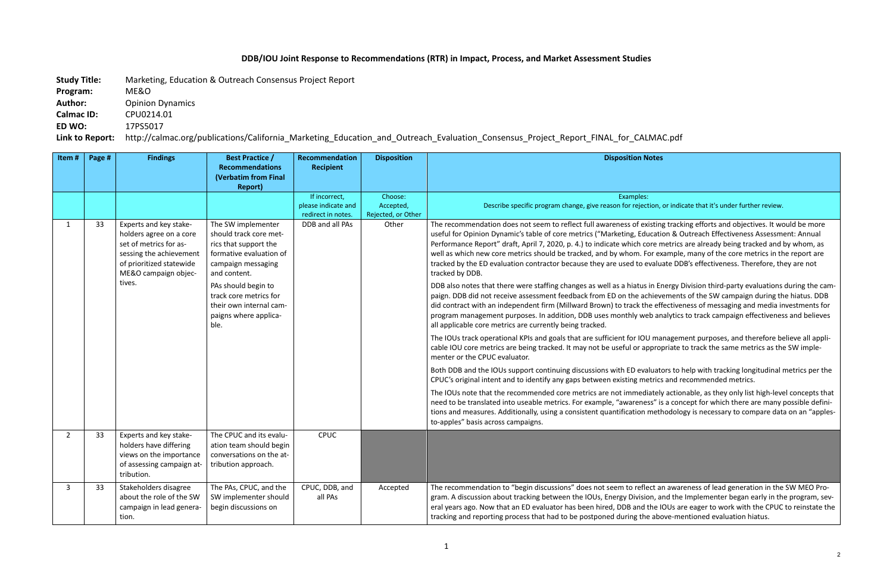## DDB/IOU Joint Response to Recommendations (RTR) in Impact, Process, and Market Assessment Studies

**Study Title:** Marketing, Education & Outreach Consensus Project Report
**Program:** ME&O
**Author:** Opinion Dynamics
**Calmac ID:** CPU0214.01
**ED WO:** 17PS5017
**Link to Report:** http://calmac.org/publications/California_Marketing_Education_and_Outreach_Evaluation_Consensus_Project_Report_FINAL_for_CALMAC.pdf

| Item # | Page # | Findings | Best Practice / Recommendations (Verbatim from Final Report) | Recommendation Recipient | Disposition | Disposition Notes |
|---|---|---|---|---|---|---|
| | | | | If incorrect, please indicate and redirect in notes. | Choose: Accepted, Rejected, or Other | Examples: Describe specific program change, give reason for rejection, or indicate that it's under further review. |
| 1 | 33 | Experts and key stakeholders agree on a core set of metrics for assessing the achievement of prioritized statewide ME&O campaign objectives. | The SW implementer should track core metrics that support the formative evaluation of campaign messaging and content.<br><br>PAs should begin to track core metrics for their own internal campaigns where applicable. | DDB and all PAs | Other | The recommendation does not seem to reflect full awareness of existing tracking efforts and objectives. It would be more useful for Opinion Dynamic's table of core metrics ("Marketing, Education & Outreach Effectiveness Assessment: Annual Performance Report" draft, April 7, 2020, p. 4.) to indicate which core metrics are already being tracked and by whom, as well as which new core metrics should be tracked, and by whom. For example, many of the core metrics in the report are tracked by the ED evaluation contractor because they are used to evaluate DDB's effectiveness. Therefore, they are not tracked by DDB.<br><br>DDB also notes that there were staffing changes as well as a hiatus in Energy Division third-party evaluations during the campaign. DDB did not receive assessment feedback from ED on the achievements of the SW campaign during the hiatus. DDB did contract with an independent firm (Millward Brown) to track the effectiveness of messaging and media investments for program management purposes. In addition, DDB uses monthly web analytics to track campaign effectiveness and believes all applicable core metrics are currently being tracked.<br><br>The IOUs track operational KPIs and goals that are sufficient for IOU management purposes, and therefore believe all applicable IOU core metrics are being tracked. It may not be useful or appropriate to track the same metrics as the SW implementer or the CPUC evaluator.<br><br>Both DDB and the IOUs support continuing discussions with ED evaluators to help with tracking longitudinal metrics per the CPUC's original intent and to identify any gaps between existing metrics and recommended metrics.<br><br>The IOUs note that the recommended core metrics are not immediately actionable, as they only list high-level concepts that need to be translated into useable metrics. For example, "awareness" is a concept for which there are many possible definitions and measures. Additionally, using a consistent quantification methodology is necessary to compare data on an "apples-to-apples" basis across campaigns. |
| 2 | 33 | Experts and key stakeholders have differing views on the importance of assessing campaign attribution. | The CPUC and its evaluation team should begin conversations on the attribution approach. | CPUC | | |
| 3 | 33 | Stakeholders disagree about the role of the SW campaign in lead generation. | The PAs, CPUC, and the SW implementer should begin discussions on | CPUC, DDB, and all PAs | Accepted | The recommendation to "begin discussions" does not seem to reflect an awareness of lead generation in the SW MEO Program. A discussion about tracking between the IOUs, Energy Division, and the Implementer began early in the program, several years ago. Now that an ED evaluator has been hired, DDB and the IOUs are eager to work with the CPUC to reinstate the tracking and reporting process that had to be postponed during the above-mentioned evaluation hiatus. |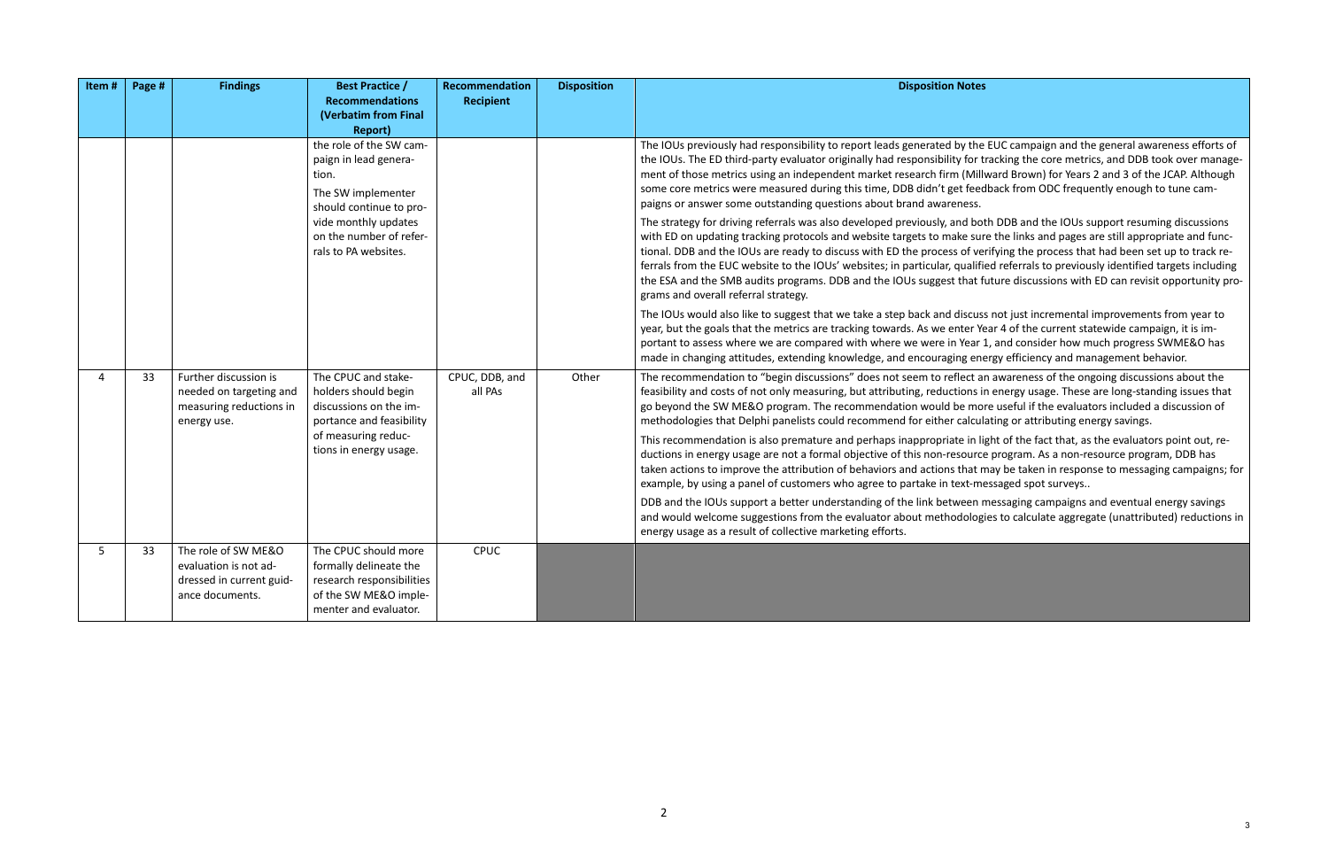| Item # | Page # | Findings | Best Practice / Recommendations (Verbatim from Final Report) | Recommendation Recipient | Disposition | Disposition Notes |
|---|---|---|---|---|---|---|
| | | | the role of the SW campaign in lead generation.<br><br>The SW implementer should continue to provide monthly updates on the number of referrals to PA websites. | | | The IOUs previously had responsibility to report leads generated by the EUC campaign and the general awareness efforts of the IOUs. The ED third-party evaluator originally had responsibility for tracking the core metrics, and DDB took over management of those metrics using an independent market research firm (Millward Brown) for Years 2 and 3 of the JCAP. Although some core metrics were measured during this time, DDB didn't get feedback from ODC frequently enough to tune campaigns or answer some outstanding questions about brand awareness.<br><br>The strategy for driving referrals was also developed previously, and both DDB and the IOUs support resuming discussions with ED on updating tracking protocols and website targets to make sure the links and pages are still appropriate and functional. DDB and the IOUs are ready to discuss with ED the process of verifying the process that had been set up to track referrals from the EUC website to the IOUs' websites; in particular, qualified referrals to previously identified targets including the ESA and the SMB audits programs. DDB and the IOUs suggest that future discussions with ED can revisit opportunity programs and overall referral strategy.<br><br>The IOUs would also like to suggest that we take a step back and discuss not just incremental improvements from year to year, but the goals that the metrics are tracking towards. As we enter Year 4 of the current statewide campaign, it is important to assess where we are compared with where we were in Year 1, and consider how much progress SWME&O has made in changing attitudes, extending knowledge, and encouraging energy efficiency and management behavior. |
| 4 | 33 | Further discussion is needed on targeting and measuring reductions in energy use. | The CPUC and stakeholders should begin discussions on the importance and feasibility of measuring reductions in energy usage. | CPUC, DDB, and all PAs | Other | The recommendation to "begin discussions" does not seem to reflect an awareness of the ongoing discussions about the feasibility and costs of not only measuring, but attributing, reductions in energy usage. These are long-standing issues that go beyond the SW ME&O program. The recommendation would be more useful if the evaluators included a discussion of methodologies that Delphi panelists could recommend for either calculating or attributing energy savings.<br><br>This recommendation is also premature and perhaps inappropriate in light of the fact that, as the evaluators point out, reductions in energy usage are not a formal objective of this non-resource program. As a non-resource program, DDB has taken actions to improve the attribution of behaviors and actions that may be taken in response to messaging campaigns; for example, by using a panel of customers who agree to partake in text-messaged spot surveys..<br><br>DDB and the IOUs support a better understanding of the link between messaging campaigns and eventual energy savings and would welcome suggestions from the evaluator about methodologies to calculate aggregate (unattributed) reductions in energy usage as a result of collective marketing efforts. |
| 5 | 33 | The role of SW ME&O evaluation is not addressed in current guidance documents. | The CPUC should more formally delineate the research responsibilities of the SW ME&O implementer and evaluator. | CPUC | | |